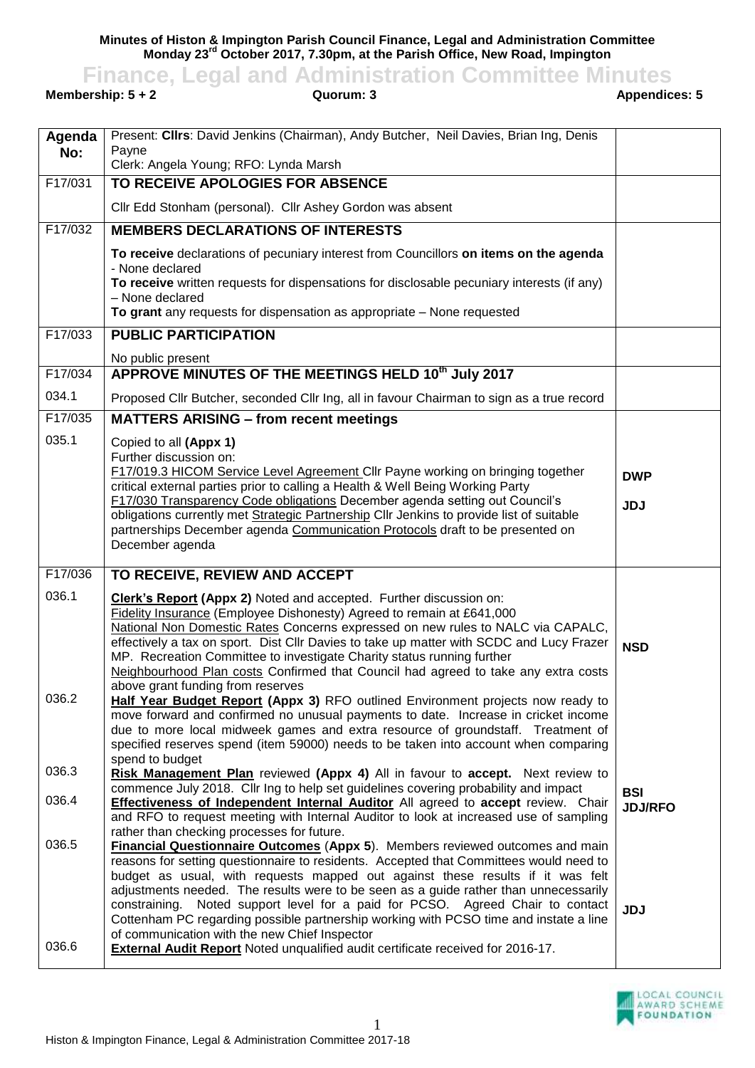**Minutes of Histon & Impington Parish Council Finance, Legal and Administration Committee**
**Monday 23rd October 2017, 7.30pm, at the Parish Office, New Road, Impington**

# Finance, Legal and Administration Committee Minutes

**Membership: 5 + 2** **Quorum: 3** **Appendices: 5**

| Agenda No: | Present: **Cllrs**: David Jenkins (Chairman), Andy Butcher, Neil Davies, Brian Ing, Denis Payne<br>Clerk: Angela Young; RFO: Lynda Marsh | |
|---|---|---|
| F17/031 | **TO RECEIVE APOLOGIES FOR ABSENCE** | |
| | Cllr Edd Stonham (personal). Cllr Ashey Gordon was absent | |
| F17/032 | **MEMBERS DECLARATIONS OF INTERESTS** | |
| | **To receive** declarations of pecuniary interest from Councillors **on items on the agenda** - None declared<br>**To receive** written requests for dispensations for disclosable pecuniary interests (if any) – None declared<br>**To grant** any requests for dispensation as appropriate – None requested | |
| F17/033 | **PUBLIC PARTICIPATION** | |
| | No public present | |
| F17/034 | **APPROVE MINUTES OF THE MEETINGS HELD 10th July 2017** | |
| 034.1 | Proposed Cllr Butcher, seconded Cllr Ing, all in favour Chairman to sign as a true record | |
| F17/035 | **MATTERS ARISING – from recent meetings** | |
| 035.1 | Copied to all **(Appx 1)**<br>Further discussion on:<br>F17/019.3 HICOM Service Level Agreement Cllr Payne working on bringing together critical external parties prior to calling a Health & Well Being Working Party<br>F17/030 Transparency Code obligations December agenda setting out Council's obligations currently met Strategic Partnership Cllr Jenkins to provide list of suitable partnerships December agenda Communication Protocols draft to be presented on December agenda | **DWP**<br><br>**JDJ** |
| F17/036 | **TO RECEIVE, REVIEW AND ACCEPT** | |
| 036.1 | **Clerk's Report (Appx 2)** Noted and accepted. Further discussion on:<br>Fidelity Insurance (Employee Dishonesty) Agreed to remain at £641,000<br>National Non Domestic Rates Concerns expressed on new rules to NALC via CAPALC, effectively a tax on sport. Dist Cllr Davies to take up matter with SCDC and Lucy Frazer MP. Recreation Committee to investigate Charity status running further<br>Neighbourhood Plan costs Confirmed that Council had agreed to take any extra costs above grant funding from reserves | **NSD** |
| 036.2 | **Half Year Budget Report (Appx 3)** RFO outlined Environment projects now ready to move forward and confirmed no unusual payments to date. Increase in cricket income due to more local midweek games and extra resource of groundstaff. Treatment of specified reserves spend (item 59000) needs to be taken into account when comparing spend to budget | |
| 036.3 | **Risk Management Plan** reviewed **(Appx 4)** All in favour to **accept.** Next review to commence July 2018. Cllr Ing to help set guidelines covering probability and impact | **BSI** |
| 036.4 | **Effectiveness of Independent Internal Auditor** All agreed to **accept** review. Chair and RFO to request meeting with Internal Auditor to look at increased use of sampling rather than checking processes for future. | **JDJ/RFO** |
| 036.5 | **Financial Questionnaire Outcomes** (**Appx 5**). Members reviewed outcomes and main reasons for setting questionnaire to residents. Accepted that Committees would need to budget as usual, with requests mapped out against these results if it was felt adjustments needed. The results were to be seen as a guide rather than unnecessarily constraining. Noted support level for a paid for PCSO. Agreed Chair to contact Cottenham PC regarding possible partnership working with PCSO time and instate a line of communication with the new Chief Inspector | **JDJ** |
| 036.6 | **External Audit Report** Noted unqualified audit certificate received for 2016-17. | |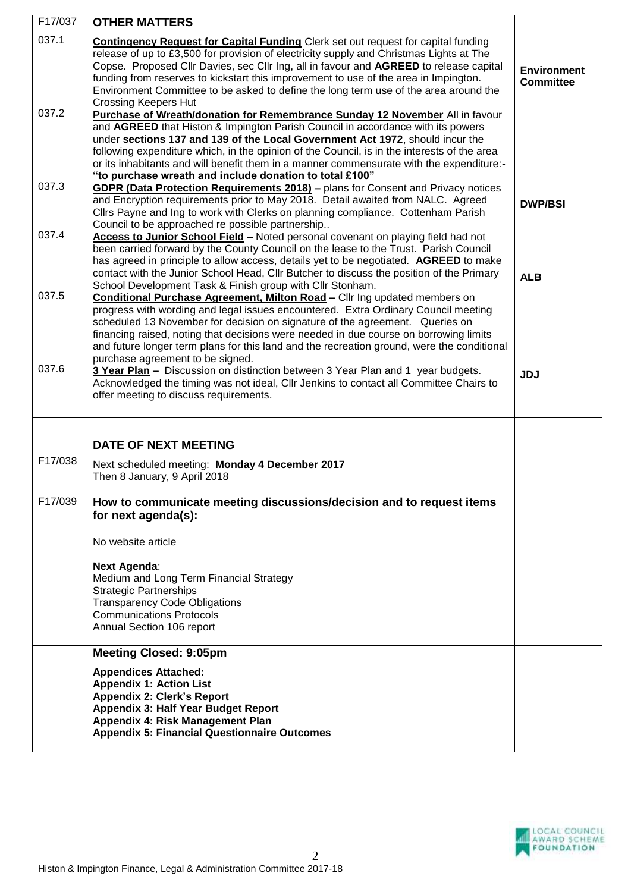| | | |
|---|---|---|
| F17/037 | **OTHER MATTERS** | |
| 037.1 | **Contingency Request for Capital Funding** Clerk set out request for capital funding release of up to £3,500 for provision of electricity supply and Christmas Lights at The Copse. Proposed Cllr Davies, sec Cllr Ing, all in favour and **AGREED** to release capital funding from reserves to kickstart this improvement to use of the area in Impington. Environment Committee to be asked to define the long term use of the area around the Crossing Keepers Hut | **Environment Committee** |
| 037.2 | **Purchase of Wreath/donation for Remembrance Sunday 12 November** All in favour and **AGREED** that Histon & Impington Parish Council in accordance with its powers under **sections 137 and 139 of the Local Government Act 1972**, should incur the following expenditure which, in the opinion of the Council, is in the interests of the area or its inhabitants and will benefit them in a manner commensurate with the expenditure:- **"to purchase wreath and include donation to total £100"** | |
| 037.3 | **GDPR (Data Protection Requirements 2018) –** plans for Consent and Privacy notices and Encryption requirements prior to May 2018. Detail awaited from NALC. Agreed Cllrs Payne and Ing to work with Clerks on planning compliance. Cottenham Parish Council to be approached re possible partnership.. | **DWP/BSI** |
| 037.4 | **Access to Junior School Field –** Noted personal covenant on playing field had not been carried forward by the County Council on the lease to the Trust. Parish Council has agreed in principle to allow access, details yet to be negotiated. **AGREED** to make contact with the Junior School Head, Cllr Butcher to discuss the position of the Primary School Development Task & Finish group with Cllr Stonham. | **ALB** |
| 037.5 | **Conditional Purchase Agreement, Milton Road –** Cllr Ing updated members on progress with wording and legal issues encountered. Extra Ordinary Council meeting scheduled 13 November for decision on signature of the agreement. Queries on financing raised, noting that decisions were needed in due course on borrowing limits and future longer term plans for this land and the recreation ground, were the conditional purchase agreement to be signed. | |
| 037.6 | **3 Year Plan –** Discussion on distinction between 3 Year Plan and 1 year budgets. Acknowledged the timing was not ideal, Cllr Jenkins to contact all Committee Chairs to offer meeting to discuss requirements. | **JDJ** |
| F17/038 | **DATE OF NEXT MEETING**<br><br>Next scheduled meeting: **Monday 4 December 2017**<br>Then 8 January, 9 April 2018 | |
| F17/039 | **How to communicate meeting discussions/decision and to request items for next agenda(s):**<br><br>No website article<br><br>**Next Agenda**:<br>Medium and Long Term Financial Strategy<br>Strategic Partnerships<br>Transparency Code Obligations<br>Communications Protocols<br>Annual Section 106 report | |
| | **Meeting Closed: 9:05pm**<br><br>**Appendices Attached:**<br>**Appendix 1: Action List**<br>**Appendix 2: Clerk's Report**<br>**Appendix 3: Half Year Budget Report**<br>**Appendix 4: Risk Management Plan**<br>**Appendix 5: Financial Questionnaire Outcomes** | |